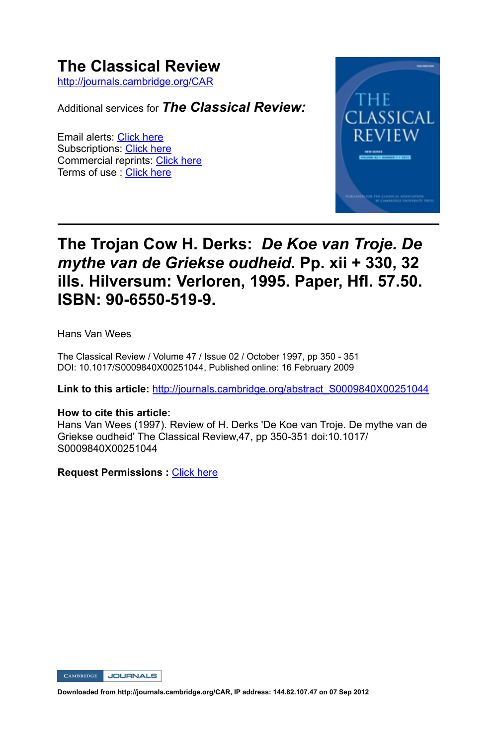# The Classical Review

http://journals.cambridge.org/CAR

Additional services for ***The Classical Review:***

Email alerts: Click here
Subscriptions: Click here
Commercial reprints: Click here
Terms of use : Click here

## The Trojan Cow H. Derks: *De Koe van Troje. De mythe van de Griekse oudheid*. Pp. xii + 330, 32 ills. Hilversum: Verloren, 1995. Paper, Hfl. 57.50. ISBN: 90-6550-519-9.

Hans Van Wees

The Classical Review / Volume 47 / Issue 02 / October 1997, pp 350 - 351
DOI: 10.1017/S0009840X00251044, Published online: 16 February 2009

**Link to this article:** http://journals.cambridge.org/abstract_S0009840X00251044

**How to cite this article:**
Hans Van Wees (1997). Review of H. Derks 'De Koe van Troje. De mythe van de Griekse oudheid' The Classical Review,47, pp 350-351 doi:10.1017/S0009840X00251044

**Request Permissions :** Click here

**Downloaded from http://journals.cambridge.org/CAR, IP address: 144.82.107.47 on 07 Sep 2012**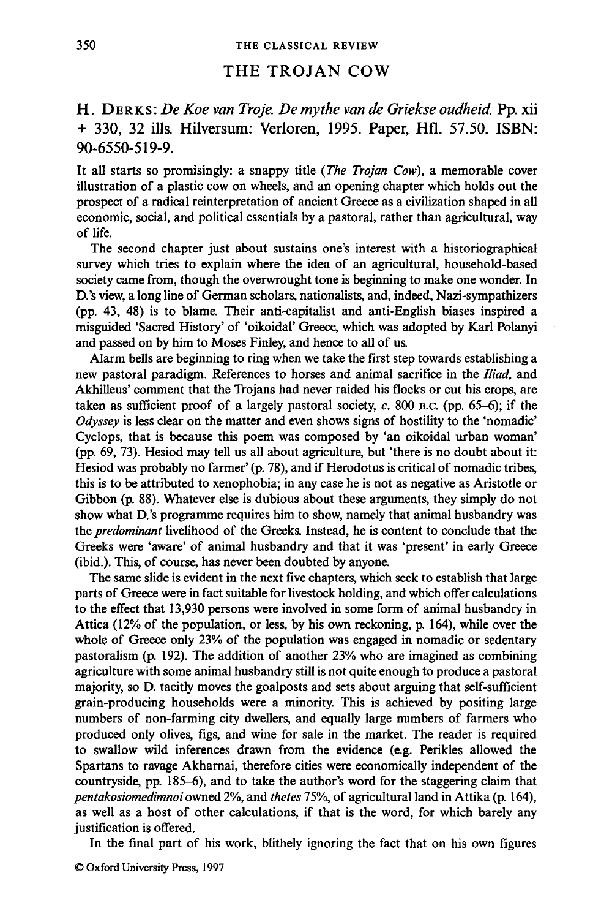## THE TROJAN COW

H. Derks: *De Koe van Troje. De mythe van de Griekse oudheid.* Pp. xii + 330, 32 ills. Hilversum: Verloren, 1995. Paper, Hfl. 57.50. ISBN: 90-6550-519-9.

It all starts so promisingly: a snappy title (*The Trojan Cow*), a memorable cover illustration of a plastic cow on wheels, and an opening chapter which holds out the prospect of a radical reinterpretation of ancient Greece as a civilization shaped in all economic, social, and political essentials by a pastoral, rather than agricultural, way of life.

The second chapter just about sustains one's interest with a historiographical survey which tries to explain where the idea of an agricultural, household-based society came from, though the overwrought tone is beginning to make one wonder. In D.'s view, a long line of German scholars, nationalists, and, indeed, Nazi-sympathizers (pp. 43, 48) is to blame. Their anti-capitalist and anti-English biases inspired a misguided 'Sacred History' of 'oikoidal' Greece, which was adopted by Karl Polanyi and passed on by him to Moses Finley, and hence to all of us.

Alarm bells are beginning to ring when we take the first step towards establishing a new pastoral paradigm. References to horses and animal sacrifice in the *Iliad*, and Akhilleus' comment that the Trojans had never raided his flocks or cut his crops, are taken as sufficient proof of a largely pastoral society, *c.* 800 B.C. (pp. 65–6); if the *Odyssey* is less clear on the matter and even shows signs of hostility to the 'nomadic' Cyclops, that is because this poem was composed by 'an oikoidal urban woman' (pp. 69, 73). Hesiod may tell us all about agriculture, but 'there is no doubt about it: Hesiod was probably no farmer' (p. 78), and if Herodotus is critical of nomadic tribes, this is to be attributed to xenophobia; in any case he is not as negative as Aristotle or Gibbon (p. 88). Whatever else is dubious about these arguments, they simply do not show what D.'s programme requires him to show, namely that animal husbandry was the *predominant* livelihood of the Greeks. Instead, he is content to conclude that the Greeks were 'aware' of animal husbandry and that it was 'present' in early Greece (ibid.). This, of course, has never been doubted by anyone.

The same slide is evident in the next five chapters, which seek to establish that large parts of Greece were in fact suitable for livestock holding, and which offer calculations to the effect that 13,930 persons were involved in some form of animal husbandry in Attica (12% of the population, or less, by his own reckoning, p. 164), while over the whole of Greece only 23% of the population was engaged in nomadic or sedentary pastoralism (p. 192). The addition of another 23% who are imagined as combining agriculture with some animal husbandry still is not quite enough to produce a pastoral majority, so D. tacitly moves the goalposts and sets about arguing that self-sufficient grain-producing households were a minority. This is achieved by positing large numbers of non-farming city dwellers, and equally large numbers of farmers who produced only olives, figs, and wine for sale in the market. The reader is required to swallow wild inferences drawn from the evidence (e.g. Perikles allowed the Spartans to ravage Akharnai, therefore cities were economically independent of the countryside, pp. 185–6), and to take the author's word for the staggering claim that *pentakosiomedimnoi* owned 2%, and *thetes* 75%, of agricultural land in Attika (p. 164), as well as a host of other calculations, if that is the word, for which barely any justification is offered.

In the final part of his work, blithely ignoring the fact that on his own figures

© Oxford University Press, 1997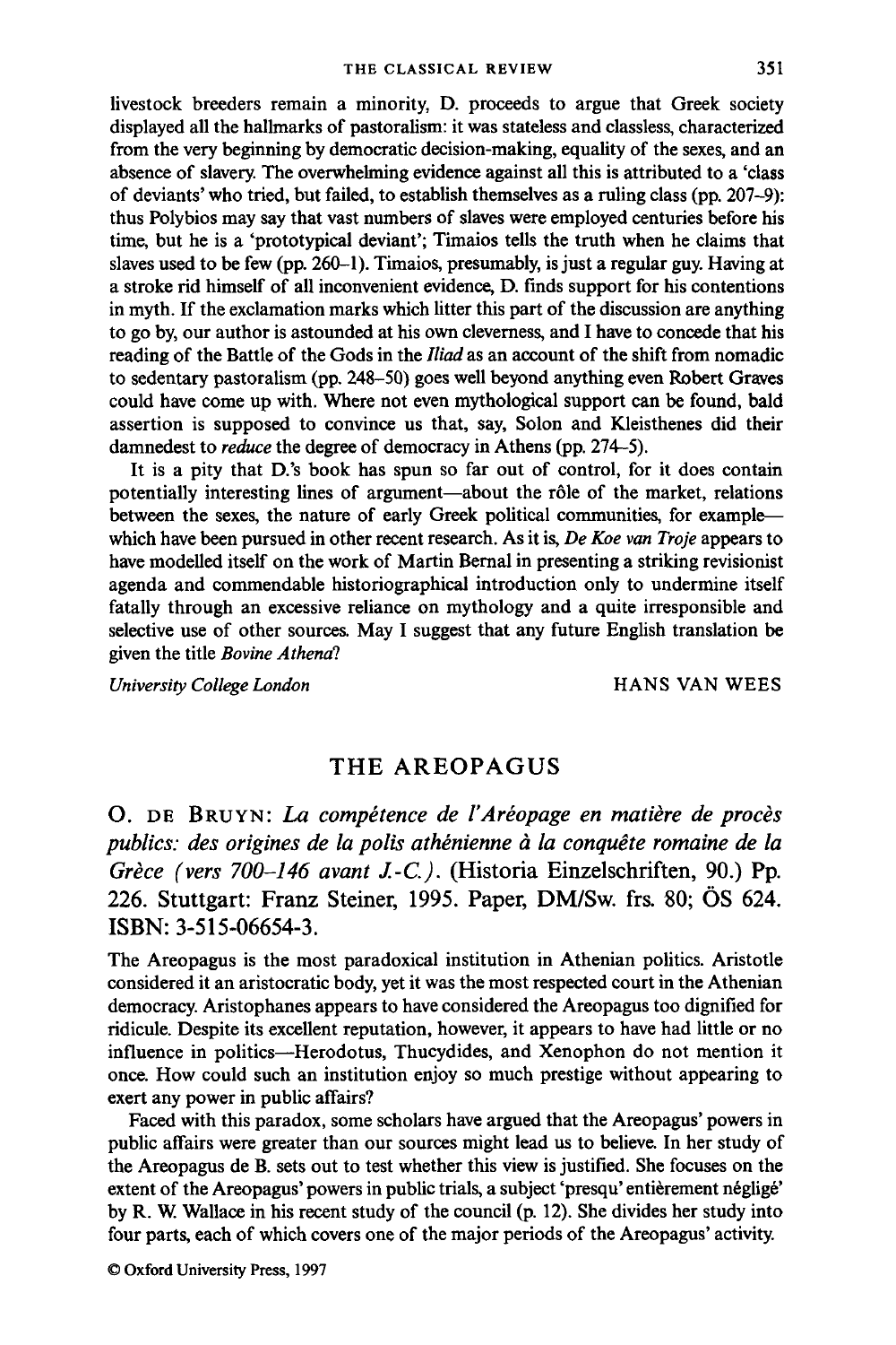livestock breeders remain a minority, D. proceeds to argue that Greek society displayed all the hallmarks of pastoralism: it was stateless and classless, characterized from the very beginning by democratic decision-making, equality of the sexes, and an absence of slavery. The overwhelming evidence against all this is attributed to a 'class of deviants' who tried, but failed, to establish themselves as a ruling class (pp. 207–9): thus Polybios may say that vast numbers of slaves were employed centuries before his time, but he is a 'prototypical deviant'; Timaios tells the truth when he claims that slaves used to be few (pp. 260–1). Timaios, presumably, is just a regular guy. Having at a stroke rid himself of all inconvenient evidence, D. finds support for his contentions in myth. If the exclamation marks which litter this part of the discussion are anything to go by, our author is astounded at his own cleverness, and I have to concede that his reading of the Battle of the Gods in the *Iliad* as an account of the shift from nomadic to sedentary pastoralism (pp. 248–50) goes well beyond anything even Robert Graves could have come up with. Where not even mythological support can be found, bald assertion is supposed to convince us that, say, Solon and Kleisthenes did their damnedest to *reduce* the degree of democracy in Athens (pp. 274–5).

It is a pity that D.'s book has spun so far out of control, for it does contain potentially interesting lines of argument—about the rôle of the market, relations between the sexes, the nature of early Greek political communities, for example—which have been pursued in other recent research. As it is, *De Koe van Troje* appears to have modelled itself on the work of Martin Bernal in presenting a striking revisionist agenda and commendable historiographical introduction only to undermine itself fatally through an excessive reliance on mythology and a quite irresponsible and selective use of other sources. May I suggest that any future English translation be given the title *Bovine Athena*?

*University College London* HANS VAN WEES

## THE AREOPAGUS

O. DE BRUYN: *La compétence de l'Aréopage en matière de procès publics: des origines de la polis athénienne à la conquête romaine de la Grèce (vers 700–146 avant J.-C.)*. (Historia Einzelschriften, 90.) Pp. 226. Stuttgart: Franz Steiner, 1995. Paper, DM/Sw. frs. 80; ÖS 624. ISBN: 3-515-06654-3.

The Areopagus is the most paradoxical institution in Athenian politics. Aristotle considered it an aristocratic body, yet it was the most respected court in the Athenian democracy. Aristophanes appears to have considered the Areopagus too dignified for ridicule. Despite its excellent reputation, however, it appears to have had little or no influence in politics—Herodotus, Thucydides, and Xenophon do not mention it once. How could such an institution enjoy so much prestige without appearing to exert any power in public affairs?

Faced with this paradox, some scholars have argued that the Areopagus' powers in public affairs were greater than our sources might lead us to believe. In her study of the Areopagus de B. sets out to test whether this view is justified. She focuses on the extent of the Areopagus' powers in public trials, a subject 'presqu' entièrement négligé' by R. W. Wallace in his recent study of the council (p. 12). She divides her study into four parts, each of which covers one of the major periods of the Areopagus' activity.

© Oxford University Press, 1997